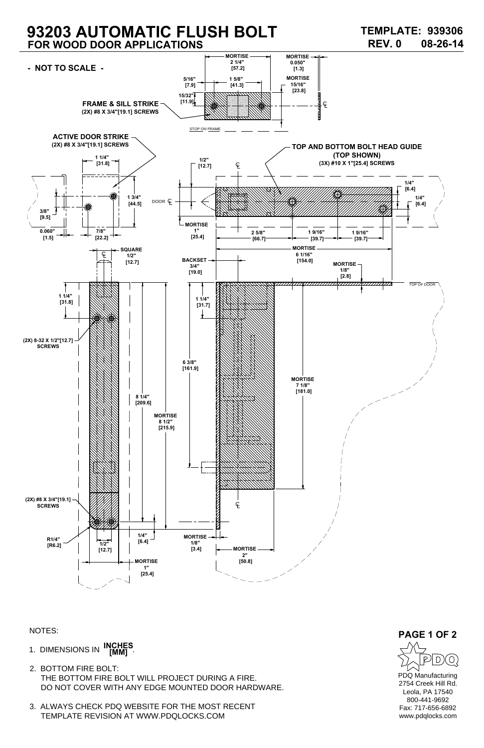# 93203 AUTOMATIC FLUSH BOLT

## FOR WOOD DOOR APPLICATIONS

**TEMPLATE: 939306**
**REV. 0 08-26-14**

**- NOT TO SCALE -**

**FRAME & SILL STRIKE**
(2X) #8 X 3/4"[19.1] SCREWS

- MORTISE 2 1/4" [57.2]
- 5/16" [7.9]
- 1 5/8" [41.3]
- 15/32" [11.9]
- MORTISE 0.050" [1.3]
- MORTISE 15/16" [23.8]
- STOP ON FRAME

**ACTIVE DOOR STRIKE**
(2X) #8 X 3/4"[19.1] SCREWS

- 1 1/4" [31.8]
- 1 3/4" [44.5]
- 3/8" [9.5]
- 0.060" [1.5]
- 7/8" [22.2]

**TOP AND BOTTOM BOLT HEAD GUIDE (TOP SHOWN)**
(3X) #10 X 1"[25.4] SCREWS

- 1/2" [12.7]
- DOOR ℄
- MORTISE 1" [25.4]
- 2 5/8" [66.7]
- 1 9/16" [39.7]
- 1 9/16" [39.7]
- 1/4" [6.4]
- 1/4" [6.4]
- MORTISE 6 1/16" [154.0]
- MORTISE 1/8" [2.8]
- BACKSET 3/4" [19.0]
- SQUARE 1/2" [12.7]
- TOP OF DOOR

- 1 1/4" [31.8]
- (2X) 8-32 X 1/2"[12.7] SCREWS
- 8 1/4" [209.6]
- MORTISE 8 1/2" [215.9]
- (2X) #8 X 3/4"[19.1] SCREWS
- R1/4" [R6.2]
- 1/2" [12.7]
- 1/4" [6.4]
- MORTISE 1" [25.4]
- 1 1/4" [31.7]
- 6 3/8" [161.9]
- MORTISE 7 1/8" [181.0]
- MORTISE 1/8" [3.4]
- MORTISE 2" [50.8]

NOTES:

1. DIMENSIONS IN INCHES [MM].
2. BOTTOM FIRE BOLT:
   THE BOTTOM FIRE BOLT WILL PROJECT DURING A FIRE.
   DO NOT COVER WITH ANY EDGE MOUNTED DOOR HARDWARE.
3. ALWAYS CHECK PDQ WEBSITE FOR THE MOST RECENT TEMPLATE REVISION AT WWW.PDQLOCKS.COM

PDQ Manufacturing
2754 Creek Hill Rd.
Leola, PA 17540
800-441-9692
Fax: 717-656-6892
www.pdqlocks.com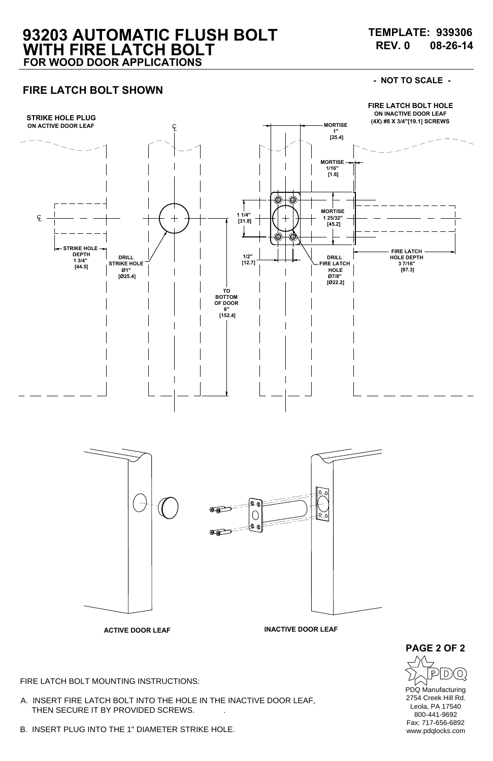# 93203 AUTOMATIC FLUSH BOLT WITH FIRE LATCH BOLT

**FOR WOOD DOOR APPLICATIONS**

**TEMPLATE: 939306**
**REV. 0 08-26-14**

**- NOT TO SCALE -**

## FIRE LATCH BOLT SHOWN

STRIKE HOLE PLUG
ON ACTIVE DOOR LEAF

FIRE LATCH BOLT HOLE
ON INACTIVE DOOR LEAF
(4X) #8 X 3/4"[19.1] SCREWS

MORTISE
1"
[25.4]

MORTISE
1/16"
[1.6]

MORTISE
1 25/32"
[45.2]

1 1/4"
[31.8]

STRIKE HOLE DEPTH
1 3/4"
[44.5]

DRILL STRIKE HOLE
Ø1"
[Ø25.4]

1/2"
[12.7]

DRILL FIRE LATCH HOLE
Ø7/8"
[Ø22.2]

FIRE LATCH HOLE DEPTH
3 7/16"
[87.3]

TO BOTTOM OF DOOR
6"
[152.4]

ACTIVE DOOR LEAF

INACTIVE DOOR LEAF

FIRE LATCH BOLT MOUNTING INSTRUCTIONS:

A. INSERT FIRE LATCH BOLT INTO THE HOLE IN THE INACTIVE DOOR LEAF, THEN SECURE IT BY PROVIDED SCREWS.

B. INSERT PLUG INTO THE 1" DIAMETER STRIKE HOLE.

PDQ Manufacturing
2754 Creek Hill Rd.
Leola, PA 17540
800-441-9692
Fax: 717-656-6892
www.pdqlocks.com